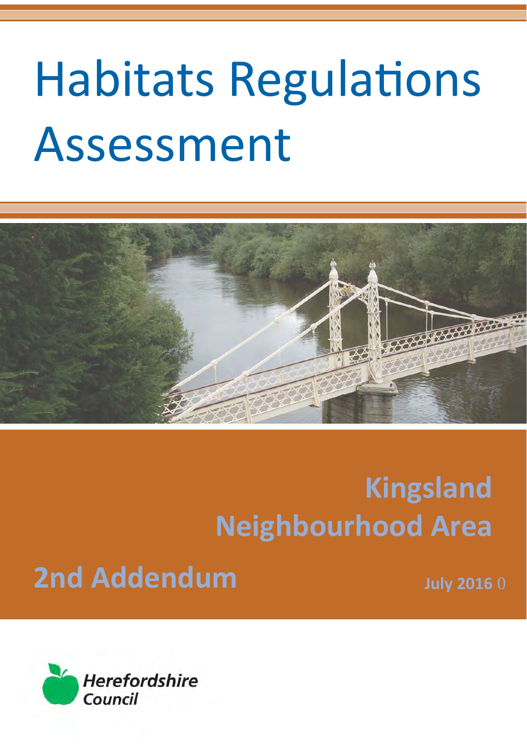# Habitats Regulations Assessment

## Kingsland Neighbourhood Area

## 2nd Addendum

July 2016

Herefordshire Council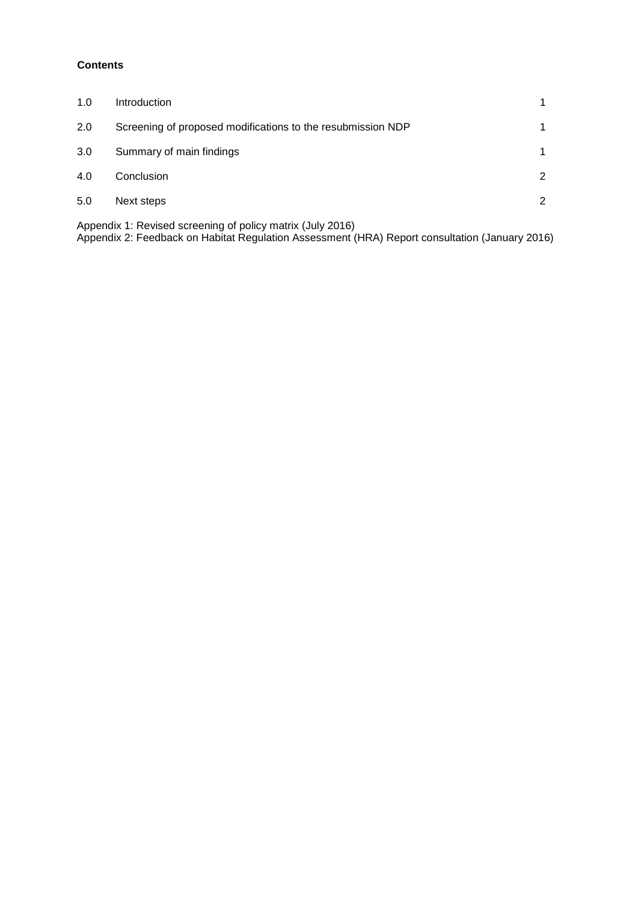**Contents**

| | | |
|---|---|---|
| 1.0 | Introduction | 1 |
| 2.0 | Screening of proposed modifications to the resubmission NDP | 1 |
| 3.0 | Summary of main findings | 1 |
| 4.0 | Conclusion | 2 |
| 5.0 | Next steps | 2 |

Appendix 1: Revised screening of policy matrix (July 2016)
Appendix 2: Feedback on Habitat Regulation Assessment (HRA) Report consultation (January 2016)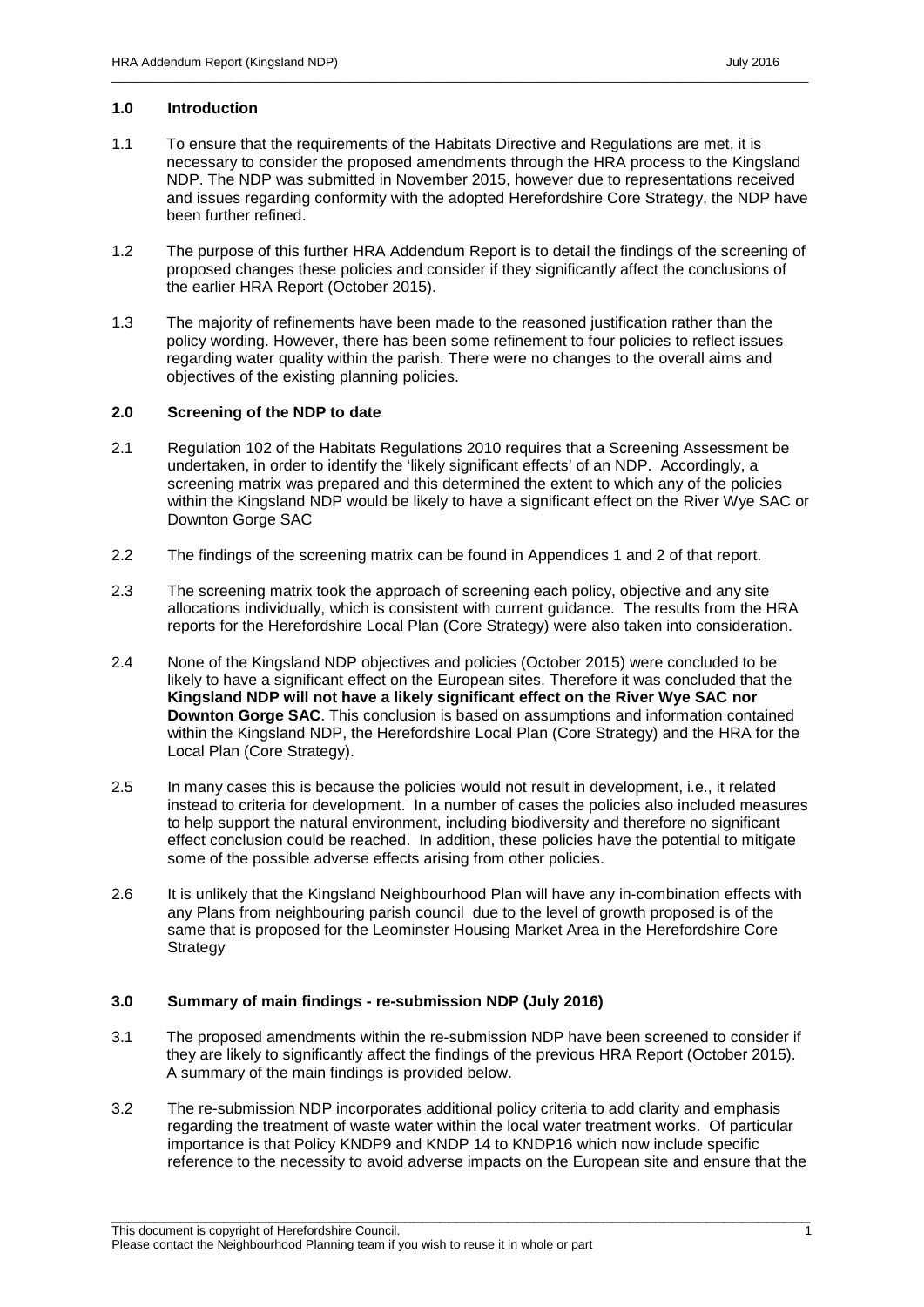## 1.0 Introduction

1.1 To ensure that the requirements of the Habitats Directive and Regulations are met, it is necessary to consider the proposed amendments through the HRA process to the Kingsland NDP. The NDP was submitted in November 2015, however due to representations received and issues regarding conformity with the adopted Herefordshire Core Strategy, the NDP have been further refined.

1.2 The purpose of this further HRA Addendum Report is to detail the findings of the screening of proposed changes these policies and consider if they significantly affect the conclusions of the earlier HRA Report (October 2015).

1.3 The majority of refinements have been made to the reasoned justification rather than the policy wording. However, there has been some refinement to four policies to reflect issues regarding water quality within the parish. There were no changes to the overall aims and objectives of the existing planning policies.

## 2.0 Screening of the NDP to date

2.1 Regulation 102 of the Habitats Regulations 2010 requires that a Screening Assessment be undertaken, in order to identify the 'likely significant effects' of an NDP. Accordingly, a screening matrix was prepared and this determined the extent to which any of the policies within the Kingsland NDP would be likely to have a significant effect on the River Wye SAC or Downton Gorge SAC

2.2 The findings of the screening matrix can be found in Appendices 1 and 2 of that report.

2.3 The screening matrix took the approach of screening each policy, objective and any site allocations individually, which is consistent with current guidance. The results from the HRA reports for the Herefordshire Local Plan (Core Strategy) were also taken into consideration.

2.4 None of the Kingsland NDP objectives and policies (October 2015) were concluded to be likely to have a significant effect on the European sites. Therefore it was concluded that the **Kingsland NDP will not have a likely significant effect on the River Wye SAC nor Downton Gorge SAC**. This conclusion is based on assumptions and information contained within the Kingsland NDP, the Herefordshire Local Plan (Core Strategy) and the HRA for the Local Plan (Core Strategy).

2.5 In many cases this is because the policies would not result in development, i.e., it related instead to criteria for development. In a number of cases the policies also included measures to help support the natural environment, including biodiversity and therefore no significant effect conclusion could be reached. In addition, these policies have the potential to mitigate some of the possible adverse effects arising from other policies.

2.6 It is unlikely that the Kingsland Neighbourhood Plan will have any in-combination effects with any Plans from neighbouring parish council due to the level of growth proposed is of the same that is proposed for the Leominster Housing Market Area in the Herefordshire Core Strategy

## 3.0 Summary of main findings - re-submission NDP (July 2016)

3.1 The proposed amendments within the re-submission NDP have been screened to consider if they are likely to significantly affect the findings of the previous HRA Report (October 2015). A summary of the main findings is provided below.

3.2 The re-submission NDP incorporates additional policy criteria to add clarity and emphasis regarding the treatment of waste water within the local water treatment works. Of particular importance is that Policy KNDP9 and KNDP 14 to KNDP16 which now include specific reference to the necessity to avoid adverse impacts on the European site and ensure that the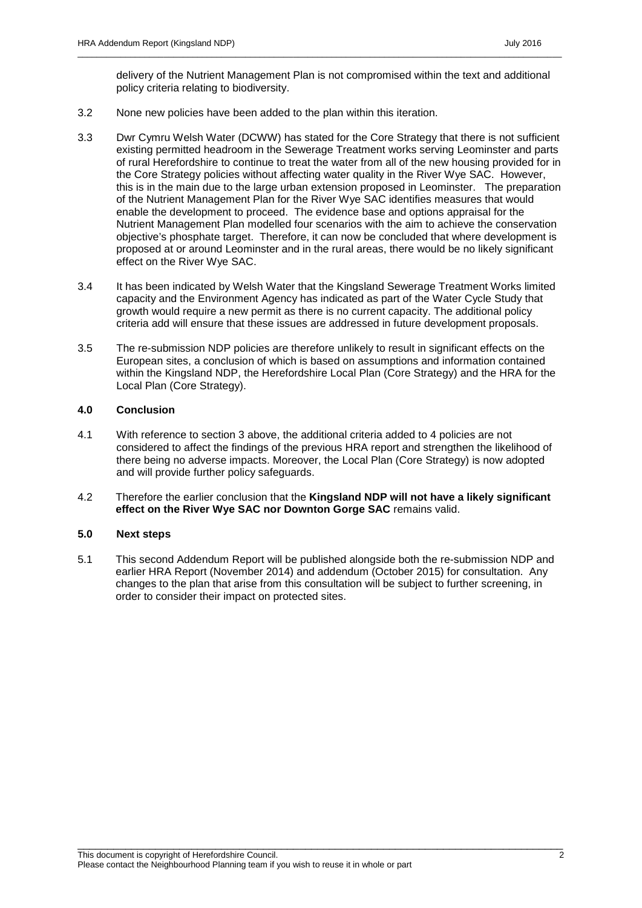delivery of the Nutrient Management Plan is not compromised within the text and additional policy criteria relating to biodiversity.

3.2 None new policies have been added to the plan within this iteration.

3.3 Dwr Cymru Welsh Water (DCWW) has stated for the Core Strategy that there is not sufficient existing permitted headroom in the Sewerage Treatment works serving Leominster and parts of rural Herefordshire to continue to treat the water from all of the new housing provided for in the Core Strategy policies without affecting water quality in the River Wye SAC. However, this is in the main due to the large urban extension proposed in Leominster. The preparation of the Nutrient Management Plan for the River Wye SAC identifies measures that would enable the development to proceed. The evidence base and options appraisal for the Nutrient Management Plan modelled four scenarios with the aim to achieve the conservation objective's phosphate target. Therefore, it can now be concluded that where development is proposed at or around Leominster and in the rural areas, there would be no likely significant effect on the River Wye SAC.

3.4 It has been indicated by Welsh Water that the Kingsland Sewerage Treatment Works limited capacity and the Environment Agency has indicated as part of the Water Cycle Study that growth would require a new permit as there is no current capacity. The additional policy criteria add will ensure that these issues are addressed in future development proposals.

3.5 The re-submission NDP policies are therefore unlikely to result in significant effects on the European sites, a conclusion of which is based on assumptions and information contained within the Kingsland NDP, the Herefordshire Local Plan (Core Strategy) and the HRA for the Local Plan (Core Strategy).

## 4.0 Conclusion

4.1 With reference to section 3 above, the additional criteria added to 4 policies are not considered to affect the findings of the previous HRA report and strengthen the likelihood of there being no adverse impacts. Moreover, the Local Plan (Core Strategy) is now adopted and will provide further policy safeguards.

4.2 Therefore the earlier conclusion that the **Kingsland NDP will not have a likely significant effect on the River Wye SAC nor Downton Gorge SAC** remains valid.

## 5.0 Next steps

5.1 This second Addendum Report will be published alongside both the re-submission NDP and earlier HRA Report (November 2014) and addendum (October 2015) for consultation. Any changes to the plan that arise from this consultation will be subject to further screening, in order to consider their impact on protected sites.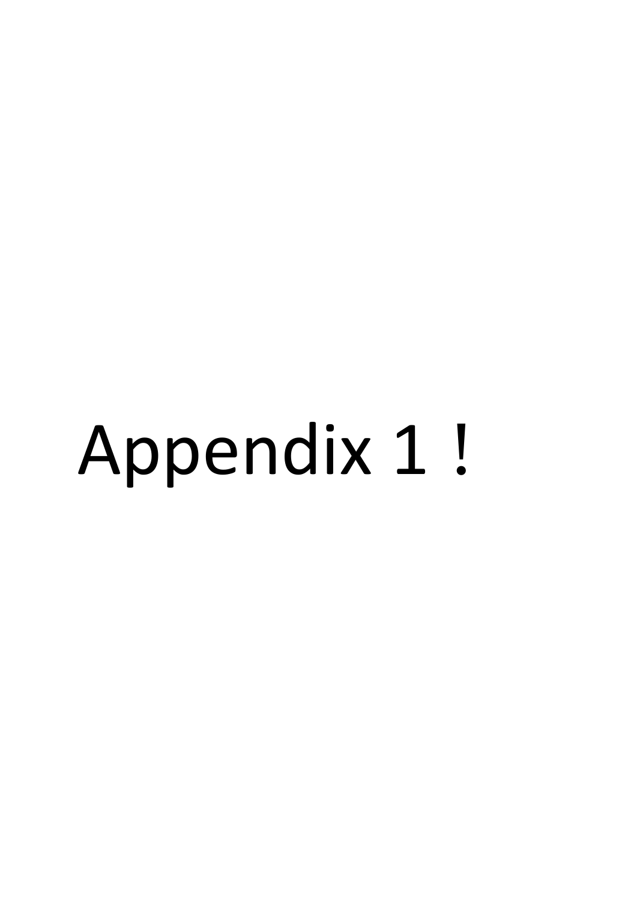# Appendix 1 !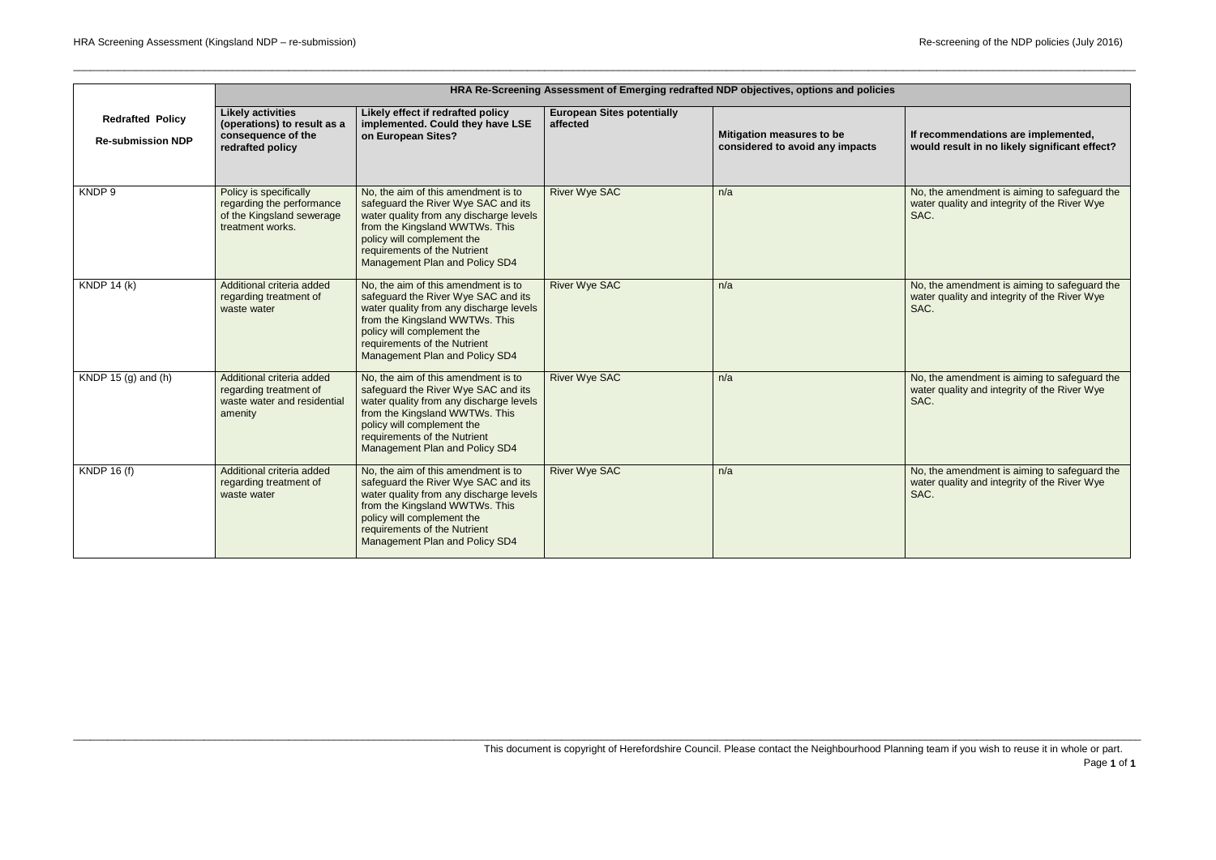| Redrafted Policy<br>Re-submission NDP | HRA Re-Screening Assessment of Emerging redrafted NDP objectives, options and policies | | | | |
|---|---|---|---|---|---|
| | **Likely activities (operations) to result as a consequence of the redrafted policy** | **Likely effect if redrafted policy implemented. Could they have LSE on European Sites?** | **European Sites potentially affected** | **Mitigation measures to be considered to avoid any impacts** | **If recommendations are implemented, would result in no likely significant effect?** |
| KNDP 9 | Policy is specifically regarding the performance of the Kingsland sewerage treatment works. | No, the aim of this amendment is to safeguard the River Wye SAC and its water quality from any discharge levels from the Kingsland WWTWs. This policy will complement the requirements of the Nutrient Management Plan and Policy SD4 | River Wye SAC | n/a | No, the amendment is aiming to safeguard the water quality and integrity of the River Wye SAC. |
| KNDP 14 (k) | Additional criteria added regarding treatment of waste water | No, the aim of this amendment is to safeguard the River Wye SAC and its water quality from any discharge levels from the Kingsland WWTWs. This policy will complement the requirements of the Nutrient Management Plan and Policy SD4 | River Wye SAC | n/a | No, the amendment is aiming to safeguard the water quality and integrity of the River Wye SAC. |
| KNDP 15 (g) and (h) | Additional criteria added regarding treatment of waste water and residential amenity | No, the aim of this amendment is to safeguard the River Wye SAC and its water quality from any discharge levels from the Kingsland WWTWs. This policy will complement the requirements of the Nutrient Management Plan and Policy SD4 | River Wye SAC | n/a | No, the amendment is aiming to safeguard the water quality and integrity of the River Wye SAC. |
| KNDP 16 (f) | Additional criteria added regarding treatment of waste water | No, the aim of this amendment is to safeguard the River Wye SAC and its water quality from any discharge levels from the Kingsland WWTWs. This policy will complement the requirements of the Nutrient Management Plan and Policy SD4 | River Wye SAC | n/a | No, the amendment is aiming to safeguard the water quality and integrity of the River Wye SAC. |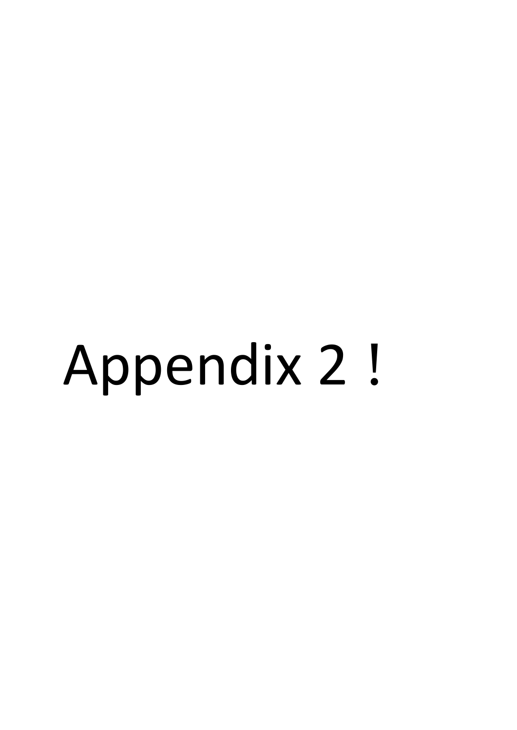# Appendix 2 !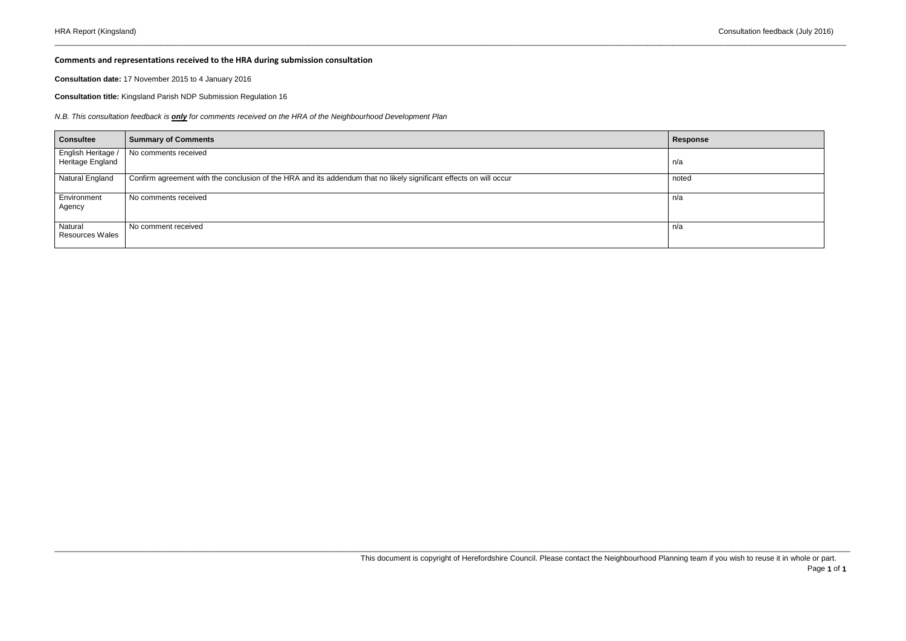**Comments and representations received to the HRA during submission consultation**

**Consultation date:** 17 November 2015 to 4 January 2016

**Consultation title:** Kingsland Parish NDP Submission Regulation 16

*N.B. This consultation feedback is **only** for comments received on the HRA of the Neighbourhood Development Plan*

| Consultee | Summary of Comments | Response |
|---|---|---|
| English Heritage / Heritage England | No comments received | n/a |
| Natural England | Confirm agreement with the conclusion of the HRA and its addendum that no likely significant effects on will occur | noted |
| Environment Agency | No comments received | n/a |
| Natural Resources Wales | No comment received | n/a |

This document is copyright of Herefordshire Council. Please contact the Neighbourhood Planning team if you wish to reuse it in whole or part.